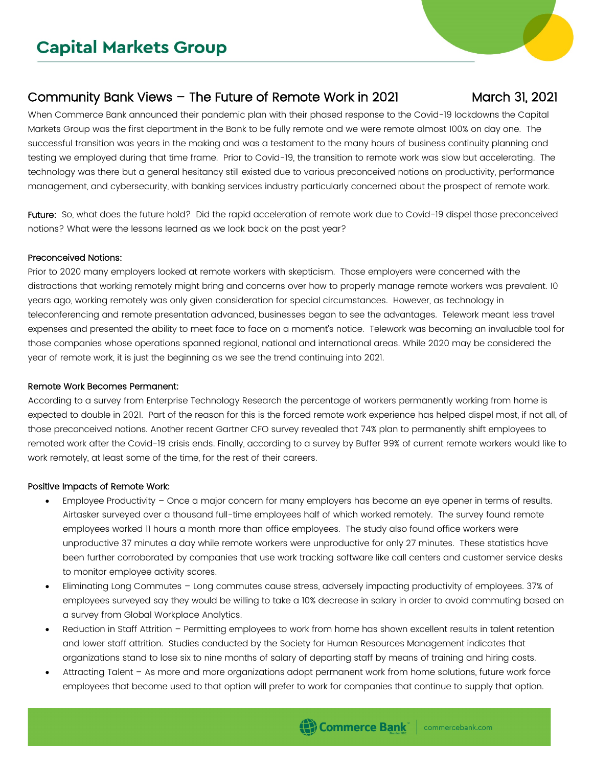# Capital Markets Group

## Community Bank Views – The Future of Remote Work in 2021

March 31, 2021

When Commerce Bank announced their pandemic plan with their phased response to the Covid-19 lockdowns the Capital Markets Group was the first department in the Bank to be fully remote and we were remote almost 100% on day one. The successful transition was years in the making and was a testament to the many hours of business continuity planning and testing we employed during that time frame. Prior to Covid-19, the transition to remote work was slow but accelerating. The technology was there but a general hesitancy still existed due to various preconceived notions on productivity, performance management, and cybersecurity, with banking services industry particularly concerned about the prospect of remote work.

**Future:** So, what does the future hold? Did the rapid acceleration of remote work due to Covid-19 dispel those preconceived notions? What were the lessons learned as we look back on the past year?

### Preconceived Notions:

Prior to 2020 many employers looked at remote workers with skepticism. Those employers were concerned with the distractions that working remotely might bring and concerns over how to properly manage remote workers was prevalent. 10 years ago, working remotely was only given consideration for special circumstances. However, as technology in teleconferencing and remote presentation advanced, businesses began to see the advantages. Telework meant less travel expenses and presented the ability to meet face to face on a moment's notice. Telework was becoming an invaluable tool for those companies whose operations spanned regional, national and international areas. While 2020 may be considered the year of remote work, it is just the beginning as we see the trend continuing into 2021.

### Remote Work Becomes Permanent:

According to a survey from Enterprise Technology Research the percentage of workers permanently working from home is expected to double in 2021. Part of the reason for this is the forced remote work experience has helped dispel most, if not all, of those preconceived notions. Another recent Gartner CFO survey revealed that 74% plan to permanently shift employees to remoted work after the Covid-19 crisis ends. Finally, according to a survey by Buffer 99% of current remote workers would like to work remotely, at least some of the time, for the rest of their careers.

### Positive Impacts of Remote Work:

- Employee Productivity – Once a major concern for many employers has become an eye opener in terms of results. Airtasker surveyed over a thousand full-time employees half of which worked remotely. The survey found remote employees worked 11 hours a month more than office employees. The study also found office workers were unproductive 37 minutes a day while remote workers were unproductive for only 27 minutes. These statistics have been further corroborated by companies that use work tracking software like call centers and customer service desks to monitor employee activity scores.
- Eliminating Long Commutes – Long commutes cause stress, adversely impacting productivity of employees. 37% of employees surveyed say they would be willing to take a 10% decrease in salary in order to avoid commuting based on a survey from Global Workplace Analytics.
- Reduction in Staff Attrition – Permitting employees to work from home has shown excellent results in talent retention and lower staff attrition. Studies conducted by the Society for Human Resources Management indicates that organizations stand to lose six to nine months of salary of departing staff by means of training and hiring costs.
- Attracting Talent – As more and more organizations adopt permanent work from home solutions, future work force employees that become used to that option will prefer to work for companies that continue to supply that option.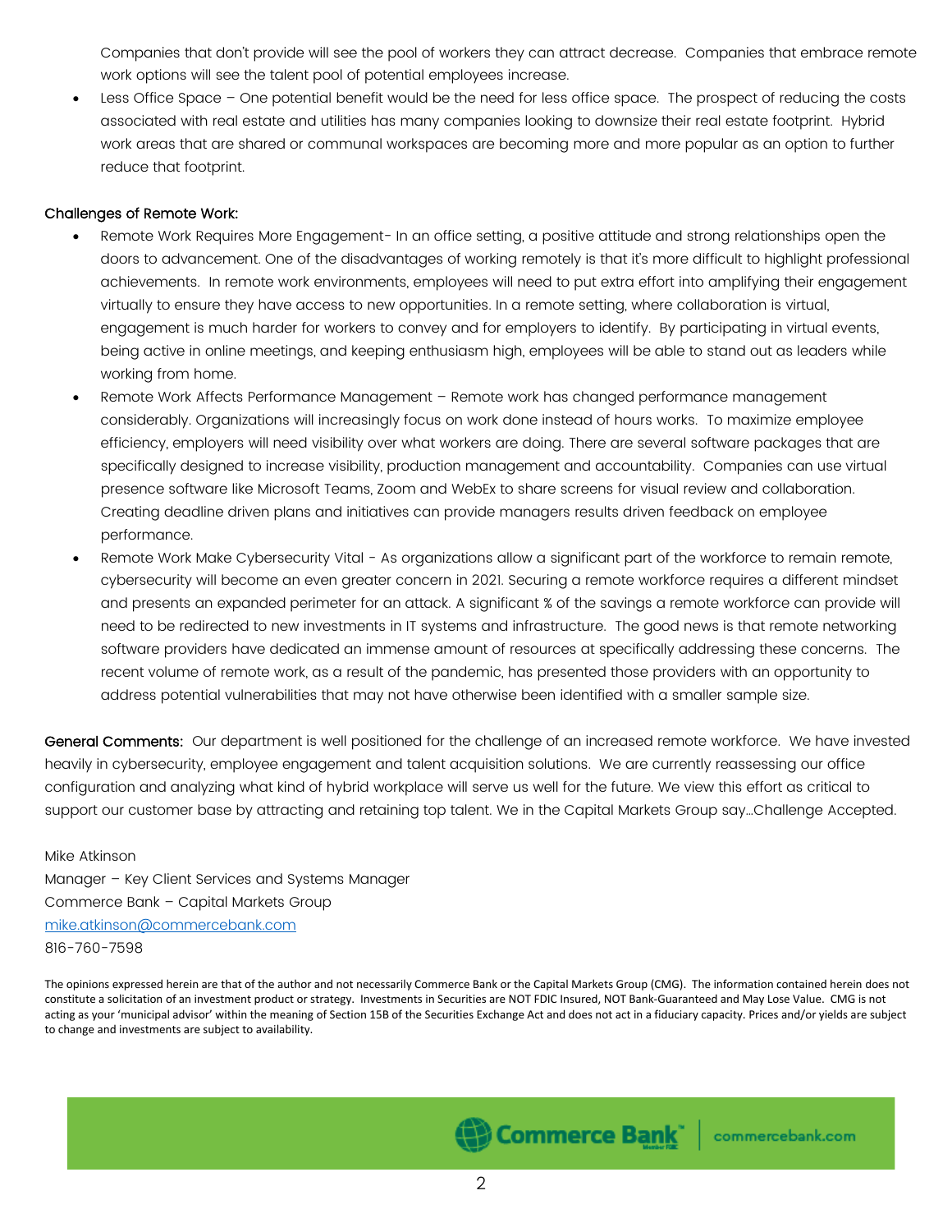Companies that don't provide will see the pool of workers they can attract decrease. Companies that embrace remote work options will see the talent pool of potential employees increase.

- Less Office Space – One potential benefit would be the need for less office space. The prospect of reducing the costs associated with real estate and utilities has many companies looking to downsize their real estate footprint. Hybrid work areas that are shared or communal workspaces are becoming more and more popular as an option to further reduce that footprint.

Challenges of Remote Work:

- Remote Work Requires More Engagement- In an office setting, a positive attitude and strong relationships open the doors to advancement. One of the disadvantages of working remotely is that it's more difficult to highlight professional achievements. In remote work environments, employees will need to put extra effort into amplifying their engagement virtually to ensure they have access to new opportunities. In a remote setting, where collaboration is virtual, engagement is much harder for workers to convey and for employers to identify. By participating in virtual events, being active in online meetings, and keeping enthusiasm high, employees will be able to stand out as leaders while working from home.
- Remote Work Affects Performance Management – Remote work has changed performance management considerably. Organizations will increasingly focus on work done instead of hours works. To maximize employee efficiency, employers will need visibility over what workers are doing. There are several software packages that are specifically designed to increase visibility, production management and accountability. Companies can use virtual presence software like Microsoft Teams, Zoom and WebEx to share screens for visual review and collaboration. Creating deadline driven plans and initiatives can provide managers results driven feedback on employee performance.
- Remote Work Make Cybersecurity Vital - As organizations allow a significant part of the workforce to remain remote, cybersecurity will become an even greater concern in 2021. Securing a remote workforce requires a different mindset and presents an expanded perimeter for an attack. A significant % of the savings a remote workforce can provide will need to be redirected to new investments in IT systems and infrastructure. The good news is that remote networking software providers have dedicated an immense amount of resources at specifically addressing these concerns. The recent volume of remote work, as a result of the pandemic, has presented those providers with an opportunity to address potential vulnerabilities that may not have otherwise been identified with a smaller sample size.

General Comments: Our department is well positioned for the challenge of an increased remote workforce. We have invested heavily in cybersecurity, employee engagement and talent acquisition solutions. We are currently reassessing our office configuration and analyzing what kind of hybrid workplace will serve us well for the future. We view this effort as critical to support our customer base by attracting and retaining top talent. We in the Capital Markets Group say…Challenge Accepted.

Mike Atkinson
Manager – Key Client Services and Systems Manager
Commerce Bank – Capital Markets Group
mike.atkinson@commercebank.com
816-760-7598

The opinions expressed herein are that of the author and not necessarily Commerce Bank or the Capital Markets Group (CMG). The information contained herein does not constitute a solicitation of an investment product or strategy. Investments in Securities are NOT FDIC Insured, NOT Bank-Guaranteed and May Lose Value. CMG is not acting as your 'municipal advisor' within the meaning of Section 15B of the Securities Exchange Act and does not act in a fiduciary capacity. Prices and/or yields are subject to change and investments are subject to availability.

Commerce Bank | commercebank.com